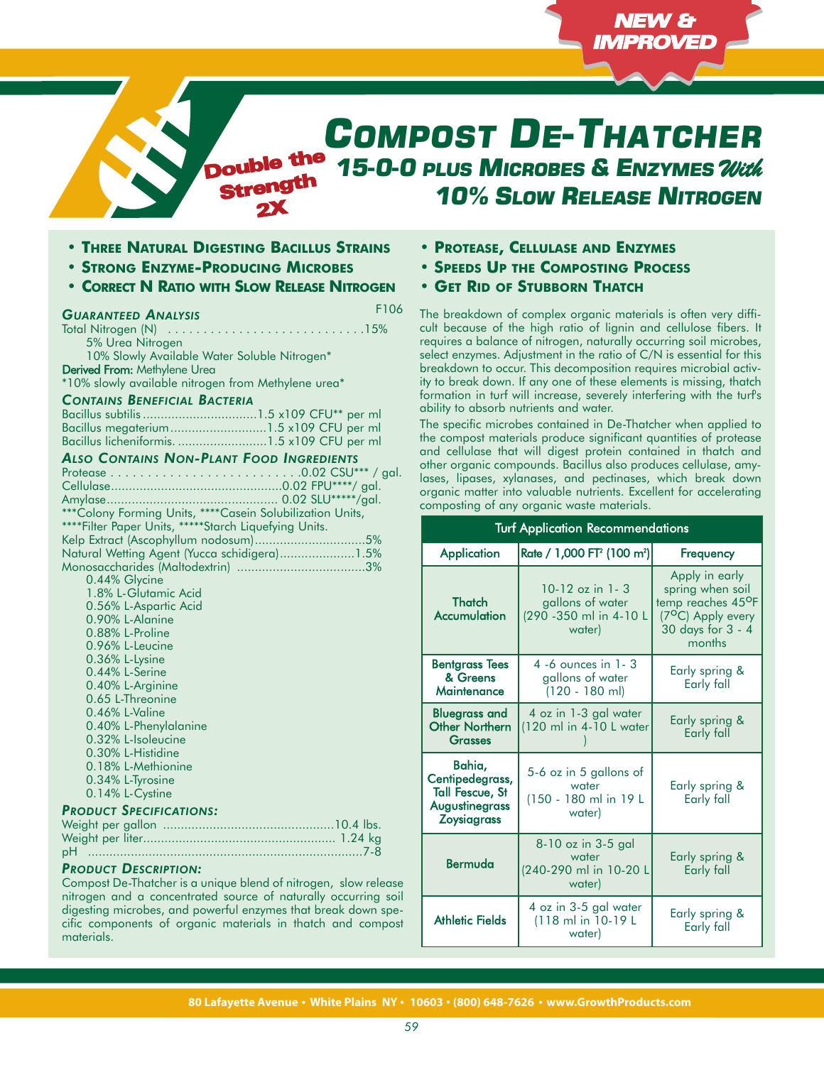NEW & IMPROVED

Double the Strength 2X

# Compost De-Thatcher

## 15-0-0 plus Microbes & Enzymes *With* 10% Slow Release Nitrogen

- **Three Natural Digesting Bacillus Strains**
- **Strong Enzyme-Producing Microbes**
- **Correct N Ratio with Slow Release Nitrogen**
- **Protease, Cellulase and Enzymes**
- **Speeds Up the Composting Process**
- **Get Rid of Stubborn Thatch**

### *Guaranteed Analysis*

F106

Total Nitrogen (N) ............................15%
5% Urea Nitrogen
10% Slowly Available Water Soluble Nitrogen*

**Derived From:** Methylene Urea
*10% slowly available nitrogen from Methylene urea*

### *Contains Beneficial Bacteria*

Bacillus subtilis ................................1.5 x109 CFU** per ml
Bacillus megaterium...........................1.5 x109 CFU per ml
Bacillus licheniformis. ..........................1.5 x109 CFU per ml

### *Also Contains Non-Plant Food Ingredients*

Protease . . . . . . . . . . . . . . . . . . . . . . . . . . .0.02 CSU*** / gal.
Cellulase................................................0.02 FPU****/ gal.
Amylase................................................ 0.02 SLU*****/gal.
***Colony Forming Units, ****Casein Solubilization Units,
****Filter Paper Units, *****Starch Liquefying Units.
Kelp Extract (Ascophyllum nodosum)...............................5%
Natural Wetting Agent (Yucca schidigera).....................1.5%
Monosaccharides (Maltodextrin) ....................................3%

0.44% Glycine
1.8% L-Glutamic Acid
0.56% L-Aspartic Acid
0.90% L-Alanine
0.88% L-Proline
0.96% L-Leucine
0.36% L-Lysine
0.44% L-Serine
0.40% L-Arginine
0.65 L-Threonine
0.46% L-Valine
0.40% L-Phenylalanine
0.32% L-Isoleucine
0.30% L-Histidine
0.18% L-Methionine
0.34% L-Tyrosine
0.14% L-Cystine

### *Product Specifications:*

Weight per gallon ................................................10.4 lbs.
Weight per liter...................................................... 1.24 kg
pH .............................................................................7-8

### *Product Description:*

Compost De-Thatcher is a unique blend of nitrogen, slow release nitrogen and a concentrated source of naturally occurring soil digesting microbes, and powerful enzymes that break down specific components of organic materials in thatch and compost materials.

The breakdown of complex organic materials is often very difficult because of the high ratio of lignin and cellulose fibers. It requires a balance of nitrogen, naturally occurring soil microbes, select enzymes. Adjustment in the ratio of C/N is essential for this breakdown to occur. This decomposition requires microbial activity to break down. If any one of these elements is missing, thatch formation in turf will increase, severely interfering with the turf's ability to absorb nutrients and water.

The specific microbes contained in De-Thatcher when applied to the compost materials produce significant quantities of protease and cellulase that will digest protein contained in thatch and other organic compounds. Bacillus also produces cellulase, amylases, lipases, xylanases, and pectinases, which break down organic matter into valuable nutrients. Excellent for accelerating composting of any organic waste materials.

**Turf Application Recommendations**

| Application | Rate / 1,000 FT² (100 m²) | Frequency |
|---|---|---|
| Thatch Accumulation | 10-12 oz in 1- 3 gallons of water (290 -350 ml in 4-10 L water) | Apply in early spring when soil temp reaches 45ºF (7ºC) Apply every 30 days for 3 - 4 months |
| Bentgrass Tees & Greens Maintenance | 4 -6 ounces in 1- 3 gallons of water (120 - 180 ml) | Early spring & Early fall |
| Bluegrass and Other Northern Grasses | 4 oz in 1-3 gal water (120 ml in 4-10 L water ) | Early spring & Early fall |
| Bahia, Centipedegrass, Tall Fescue, St Augustinegrass Zoysiagrass | 5-6 oz in 5 gallons of water (150 - 180 ml in 19 L water) | Early spring & Early fall |
| Bermuda | 8-10 oz in 3-5 gal water (240-290 ml in 10-20 L water) | Early spring & Early fall |
| Athletic Fields | 4 oz in 3-5 gal water (118 ml in 10-19 L water) | Early spring & Early fall |

80 Lafayette Avenue • White Plains NY • 10603 • (800) 648-7626 • www.GrowthProducts.com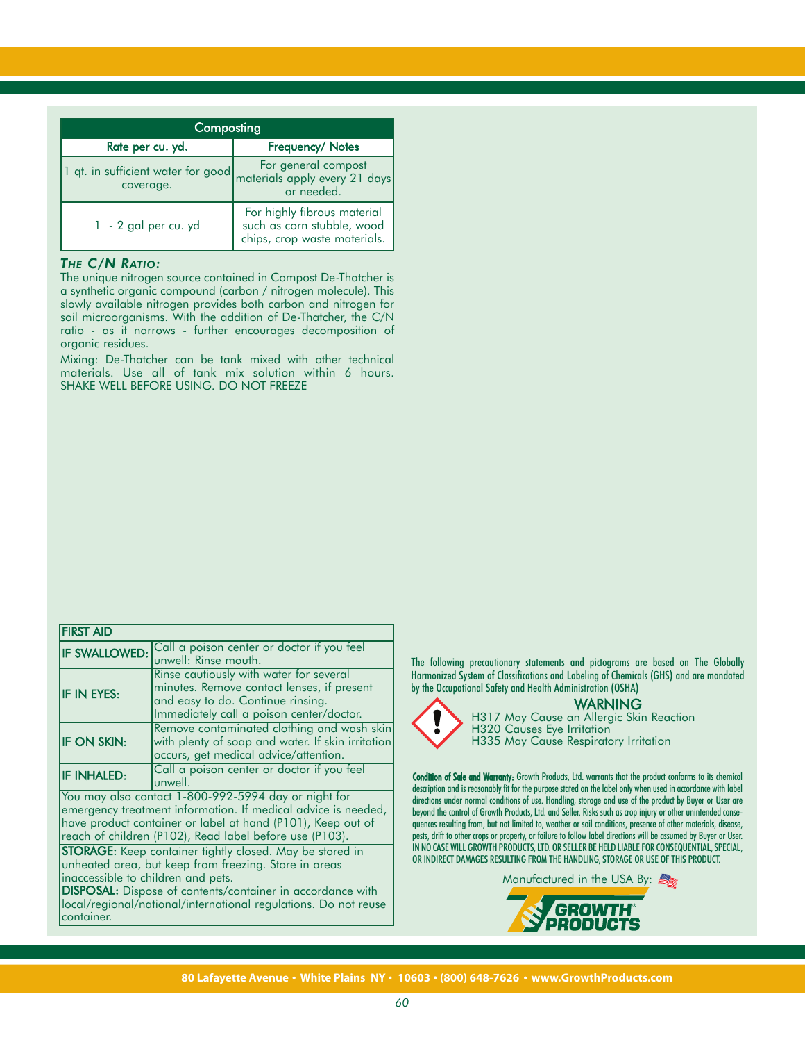| Composting | |
|---|---|
| Rate per cu. yd. | Frequency/ Notes |
| 1 qt. in sufficient water for good coverage. | For general compost materials apply every 21 days or needed. |
| 1 - 2 gal per cu. yd | For highly fibrous material such as corn stubble, wood chips, crop waste materials. |

### *The C/N Ratio:*

The unique nitrogen source contained in Compost De-Thatcher is a synthetic organic compound (carbon / nitrogen molecule). This slowly available nitrogen provides both carbon and nitrogen for soil microorganisms. With the addition of De-Thatcher, the C/N ratio - as it narrows - further encourages decomposition of organic residues.

Mixing: De-Thatcher can be tank mixed with other technical materials. Use all of tank mix solution within 6 hours. SHAKE WELL BEFORE USING. DO NOT FREEZE

| FIRST AID | |
|---|---|
| IF SWALLOWED: | Call a poison center or doctor if you feel unwell: Rinse mouth. |
| IF IN EYES: | Rinse cautiously with water for several minutes. Remove contact lenses, if present and easy to do. Continue rinsing. Immediately call a poison center/doctor. |
| IF ON SKIN: | Remove contaminated clothing and wash skin with plenty of soap and water. If skin irritation occurs, get medical advice/attention. |
| IF INHALED: | Call a poison center or doctor if you feel unwell. |

You may also contact 1-800-992-5994 day or night for emergency treatment information. If medical advice is needed, have product container or label at hand (P101), Keep out of reach of children (P102), Read label before use (P103).

**STORAGE:** Keep container tightly closed. May be stored in unheated area, but keep from freezing. Store in areas inaccessible to children and pets.

**DISPOSAL:** Dispose of contents/container in accordance with local/regional/national/international regulations. Do not reuse container.

The following precautionary statements and pictograms are based on The Globally Harmonized System of Classifications and Labeling of Chemicals (GHS) and are mandated by the Occupational Safety and Health Administration (OSHA)

**WARNING**

H317 May Cause an Allergic Skin Reaction
H320 Causes Eye Irritation
H335 May Cause Respiratory Irritation

**Condition of Sale and Warranty:** Growth Products, Ltd. warrants that the product conforms to its chemical description and is reasonably fit for the purpose stated on the label only when used in accordance with label directions under normal conditions of use. Handling, storage and use of the product by Buyer or User are beyond the control of Growth Products, Ltd. and Seller. Risks such as crop injury or other unintended consequences resulting from, but not limited to, weather or soil conditions, presence of other materials, disease, pests, drift to other crops or property, or failure to follow label directions will be assumed by Buyer or User. IN NO CASE WILL GROWTH PRODUCTS, LTD. OR SELLER BE HELD LIABLE FOR CONSEQUENTIAL, SPECIAL, OR INDIRECT DAMAGES RESULTING FROM THE HANDLING, STORAGE OR USE OF THIS PRODUCT.

Manufactured in the USA By:

GROWTH® PRODUCTS

80 Lafayette Avenue • White Plains NY • 10603 • (800) 648-7626 • www.GrowthProducts.com